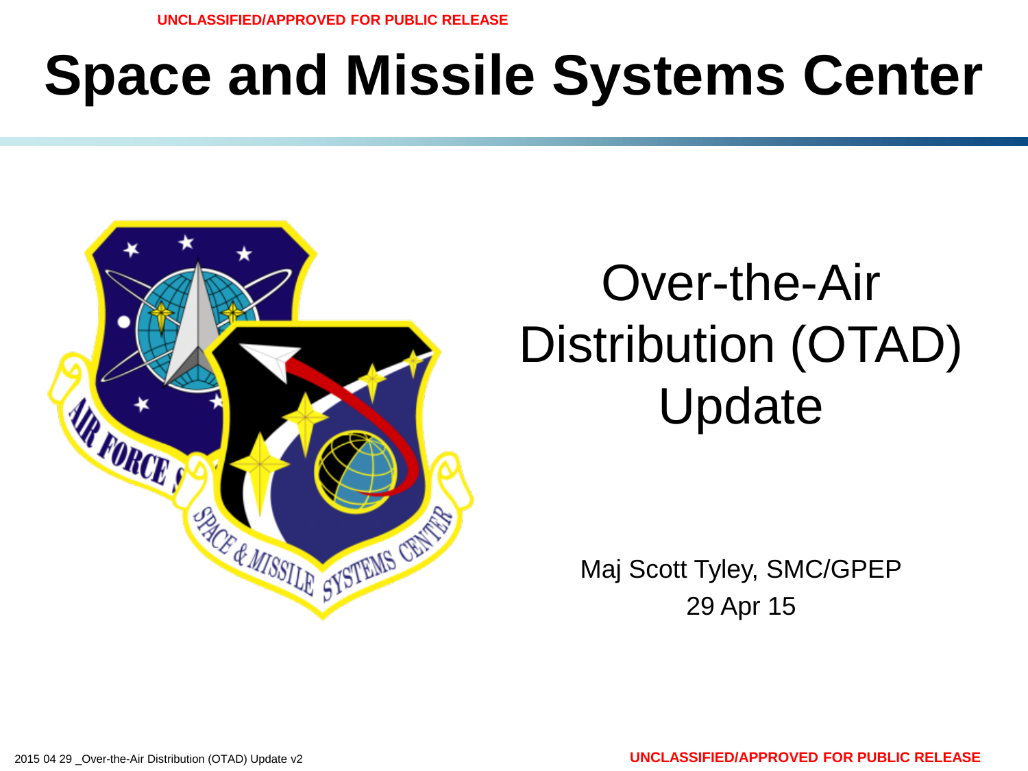UNCLASSIFIED/APPROVED FOR PUBLIC RELEASE

# Space and Missile Systems Center

## Over-the-Air Distribution (OTAD) Update

Maj Scott Tyley, SMC/GPEP

29 Apr 15

2015 04 29 _Over-the-Air Distribution (OTAD) Update v2

UNCLASSIFIED/APPROVED FOR PUBLIC RELEASE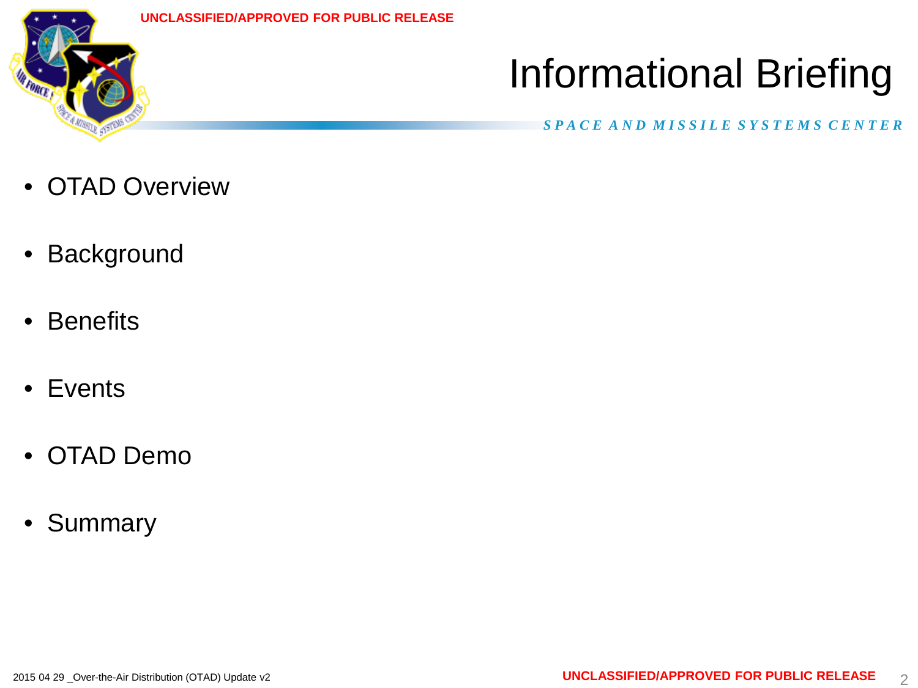# Informational Briefing

*SPACE AND MISSILE SYSTEMS CENTER*

- OTAD Overview
- Background
- Benefits
- Events
- OTAD Demo
- Summary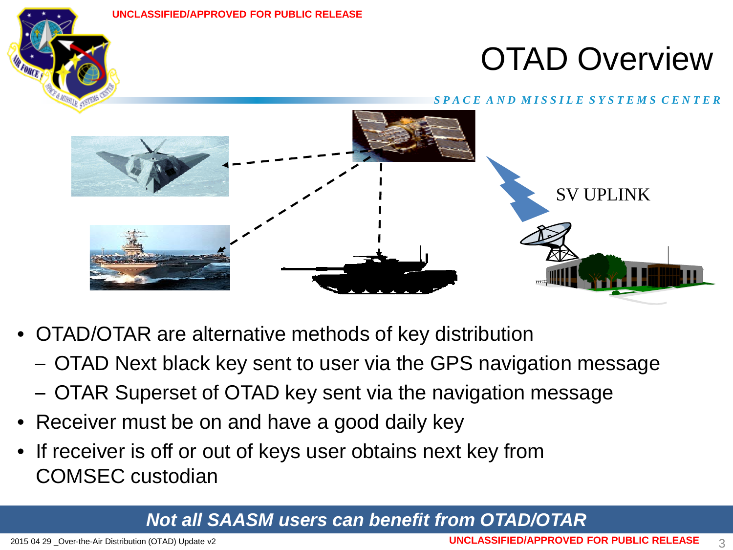# OTAD Overview

SV UPLINK

- OTAD/OTAR are alternative methods of key distribution
  - OTAD Next black key sent to user via the GPS navigation message
  - OTAR Superset of OTAD key sent via the navigation message
- Receiver must be on and have a good daily key
- If receiver is off or out of keys user obtains next key from COMSEC custodian

***Not all SAASM users can benefit from OTAD/OTAR***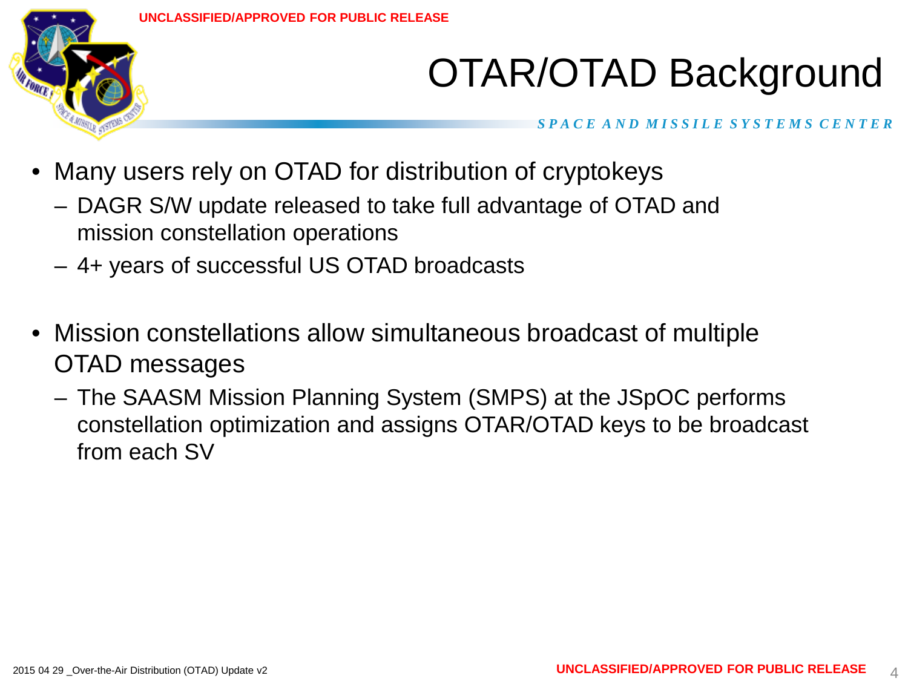# OTAR/OTAD Background

- Many users rely on OTAD for distribution of cryptokeys
  - DAGR S/W update released to take full advantage of OTAD and mission constellation operations
  - 4+ years of successful US OTAD broadcasts

- Mission constellations allow simultaneous broadcast of multiple OTAD messages
  - The SAASM Mission Planning System (SMPS) at the JSpOC performs constellation optimization and assigns OTAR/OTAD keys to be broadcast from each SV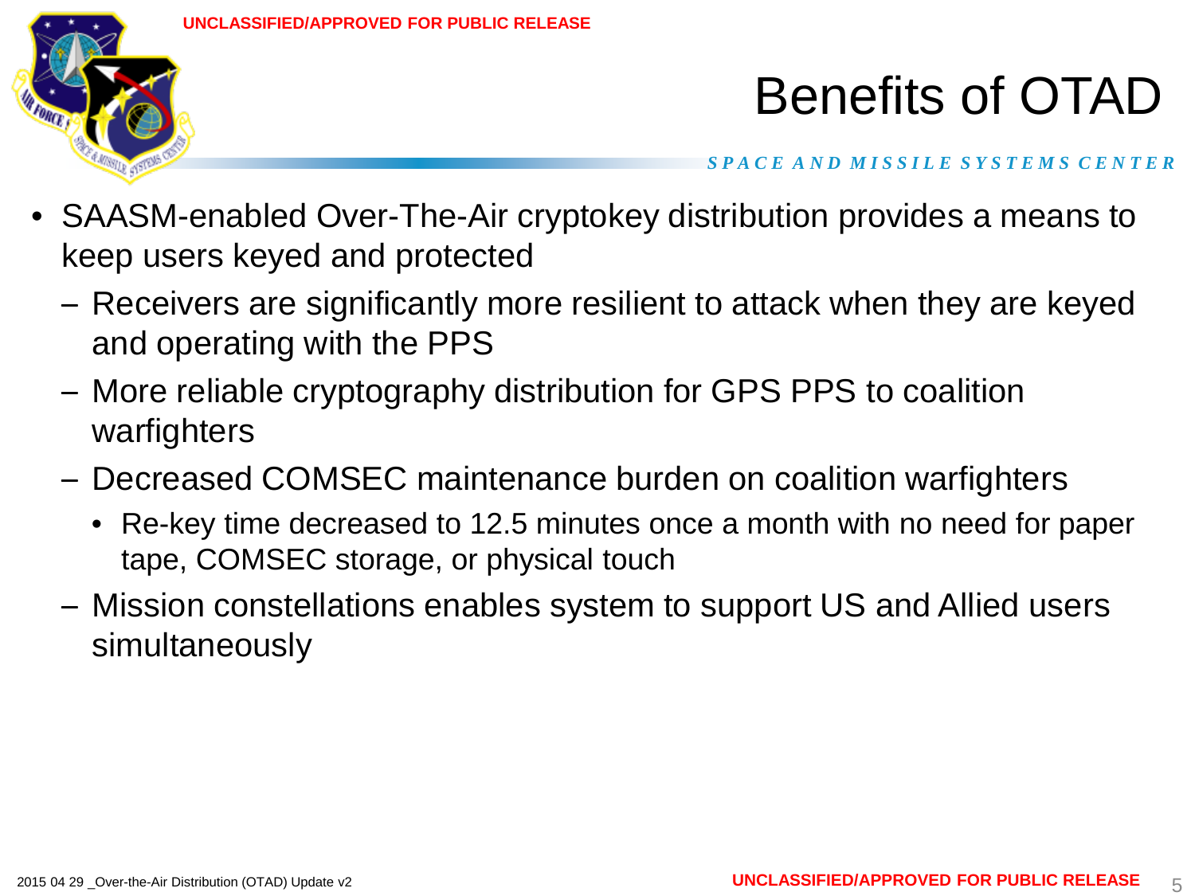# Benefits of OTAD

- SAASM-enabled Over-The-Air cryptokey distribution provides a means to keep users keyed and protected
  - Receivers are significantly more resilient to attack when they are keyed and operating with the PPS
  - More reliable cryptography distribution for GPS PPS to coalition warfighters
  - Decreased COMSEC maintenance burden on coalition warfighters
    - Re-key time decreased to 12.5 minutes once a month with no need for paper tape, COMSEC storage, or physical touch
  - Mission constellations enables system to support US and Allied users simultaneously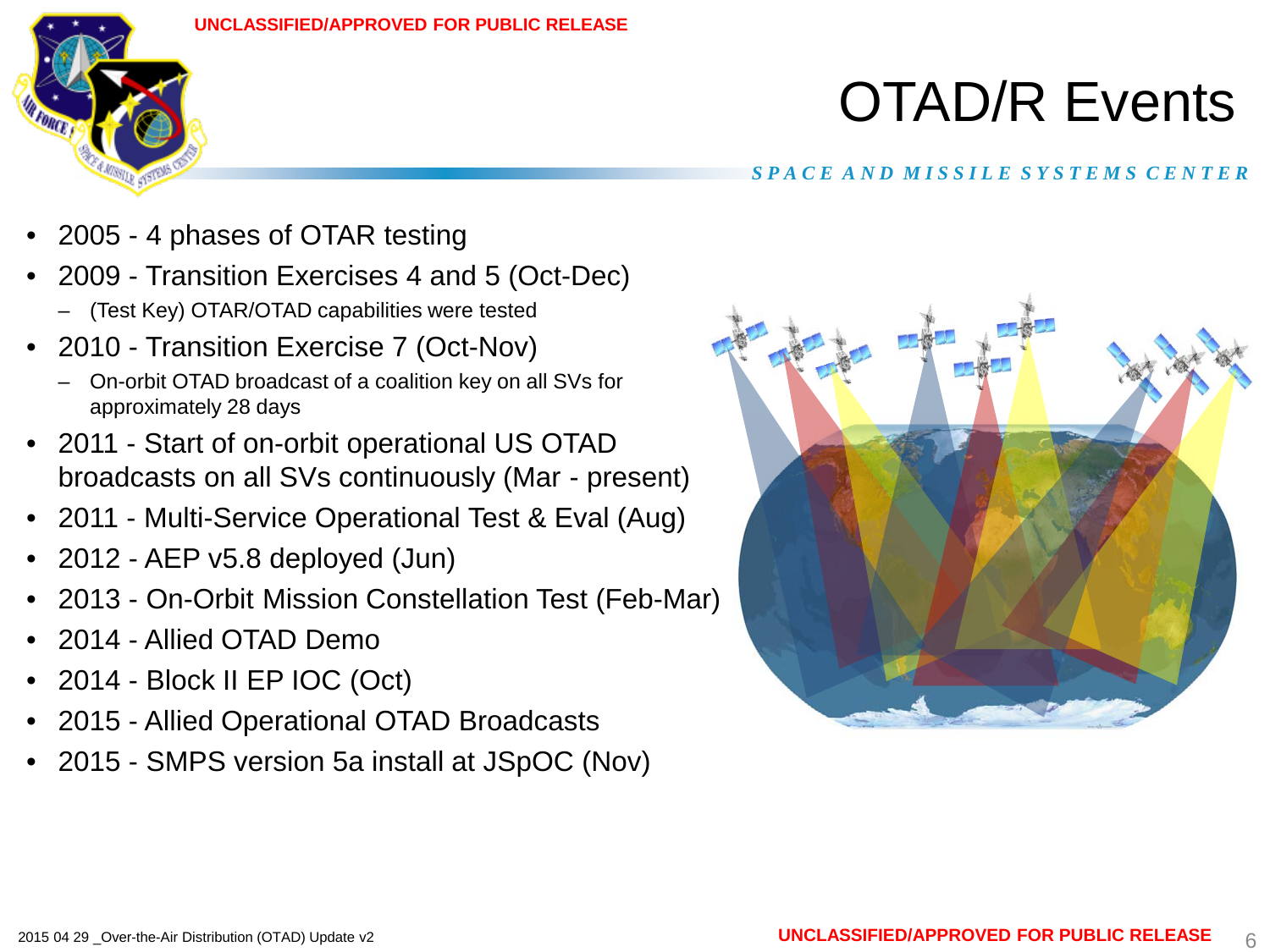# OTAD/R Events

- 2005 - 4 phases of OTAR testing
- 2009 - Transition Exercises 4 and 5 (Oct-Dec)
  - (Test Key) OTAR/OTAD capabilities were tested
- 2010 - Transition Exercise 7 (Oct-Nov)
  - On-orbit OTAD broadcast of a coalition key on all SVs for approximately 28 days
- 2011 - Start of on-orbit operational US OTAD broadcasts on all SVs continuously (Mar - present)
- 2011 - Multi-Service Operational Test & Eval (Aug)
- 2012 - AEP v5.8 deployed (Jun)
- 2013 - On-Orbit Mission Constellation Test (Feb-Mar)
- 2014 - Allied OTAD Demo
- 2014 - Block II EP IOC (Oct)
- 2015 - Allied Operational OTAD Broadcasts
- 2015 - SMPS version 5a install at JSpOC (Nov)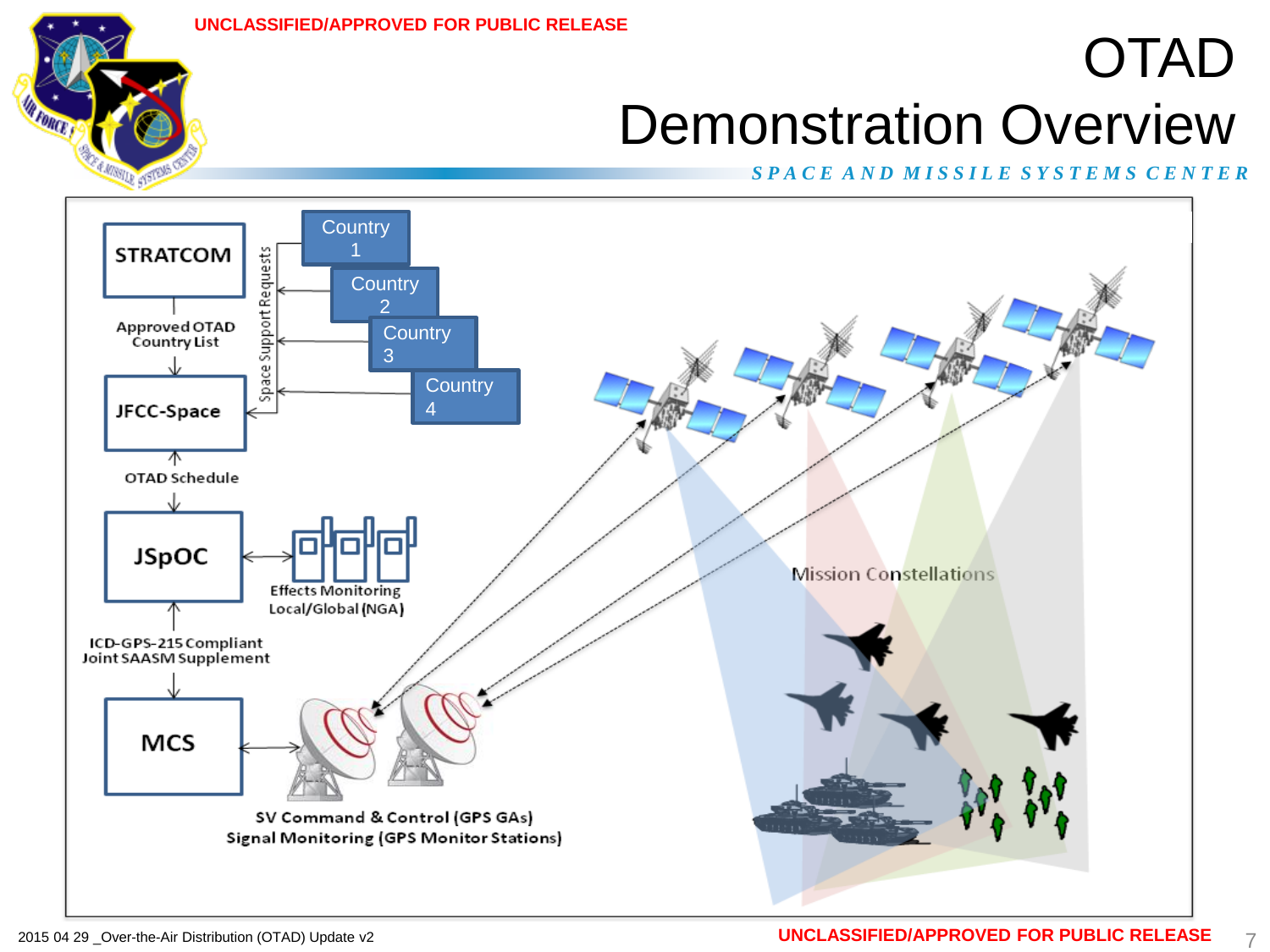UNCLASSIFIED/APPROVED FOR PUBLIC RELEASE

# OTAD Demonstration Overview

*SPACE AND MISSILE SYSTEMS CENTER*

STRATCOM

Approved OTAD Country List

JFCC-Space

Space Support Requests

Country 1

Country 2

Country 3

Country 4

OTAD Schedule

JSpOC

Effects Monitoring Local/Global (NGA)

ICD-GPS-215 Compliant Joint SAASM Supplement

MCS

SV Command & Control (GPS GAs)
Signal Monitoring (GPS Monitor Stations)

Mission Constellations

2015 04 29 _Over-the-Air Distribution (OTAD) Update v2

UNCLASSIFIED/APPROVED FOR PUBLIC RELEASE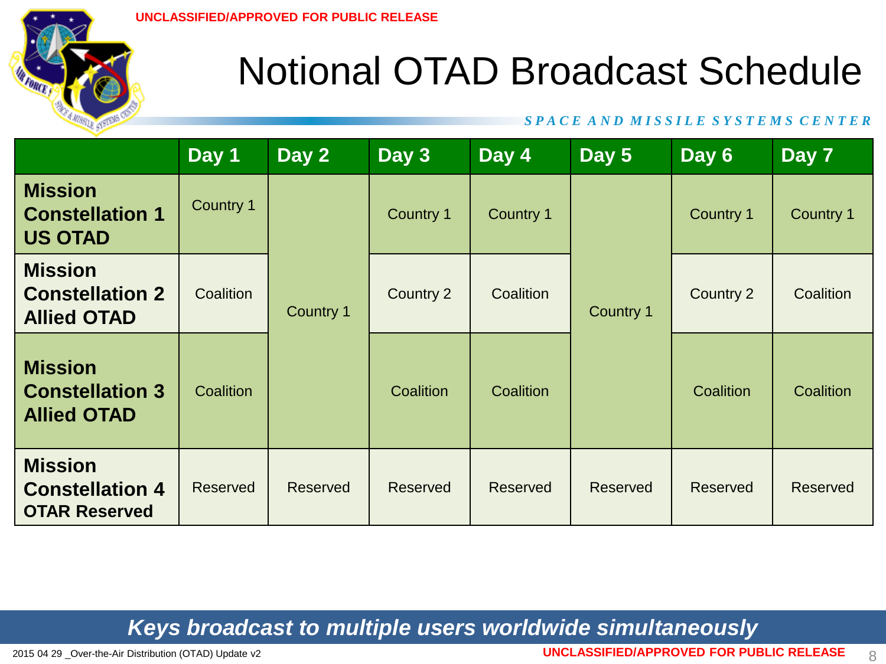UNCLASSIFIED/APPROVED FOR PUBLIC RELEASE

# Notional OTAD Broadcast Schedule

*SPACE AND MISSILE SYSTEMS CENTER*

| | Day 1 | Day 2 | Day 3 | Day 4 | Day 5 | Day 6 | Day 7 |
|---|---|---|---|---|---|---|---|
| **Mission Constellation 1 US OTAD** | Country 1 | Country 1 | Country 1 | Country 1 | Country 1 | Country 1 | Country 1 |
| **Mission Constellation 2 Allied OTAD** | Coalition | | Country 2 | Coalition | | Country 2 | Coalition |
| **Mission Constellation 3 Allied OTAD** | Coalition | | Coalition | Coalition | | Coalition | Coalition |
| **Mission Constellation 4 OTAR Reserved** | Reserved | Reserved | Reserved | Reserved | Reserved | Reserved | Reserved |

***Keys broadcast to multiple users worldwide simultaneously***

2015 04 29 _Over-the-Air Distribution (OTAD) Update v2

UNCLASSIFIED/APPROVED FOR PUBLIC RELEASE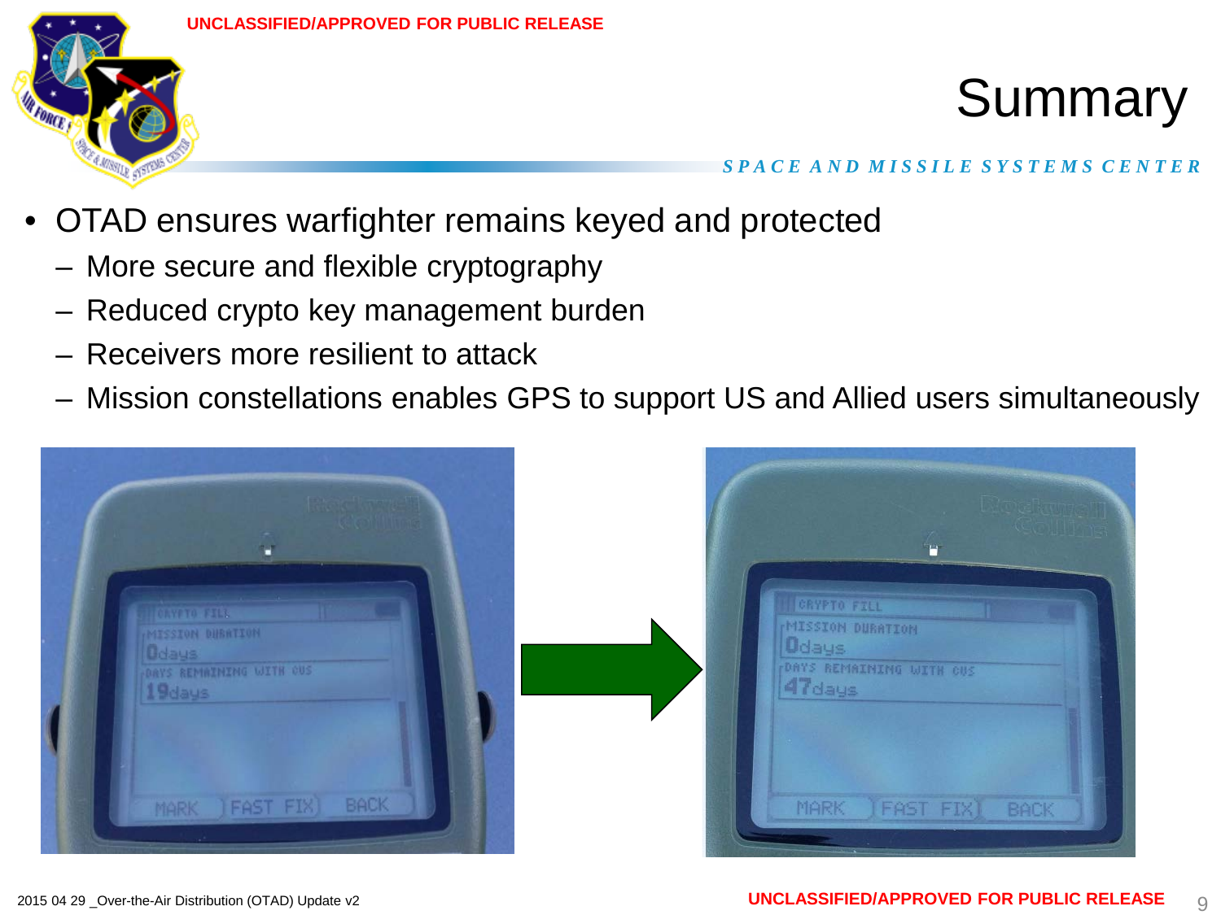UNCLASSIFIED/APPROVED FOR PUBLIC RELEASE

# Summary

*SPACE AND MISSILE SYSTEMS CENTER*

- OTAD ensures warfighter remains keyed and protected
  - More secure and flexible cryptography
  - Reduced crypto key management burden
  - Receivers more resilient to attack
  - Mission constellations enables GPS to support US and Allied users simultaneously

2015 04 29 _Over-the-Air Distribution (OTAD) Update v2

UNCLASSIFIED/APPROVED FOR PUBLIC RELEASE